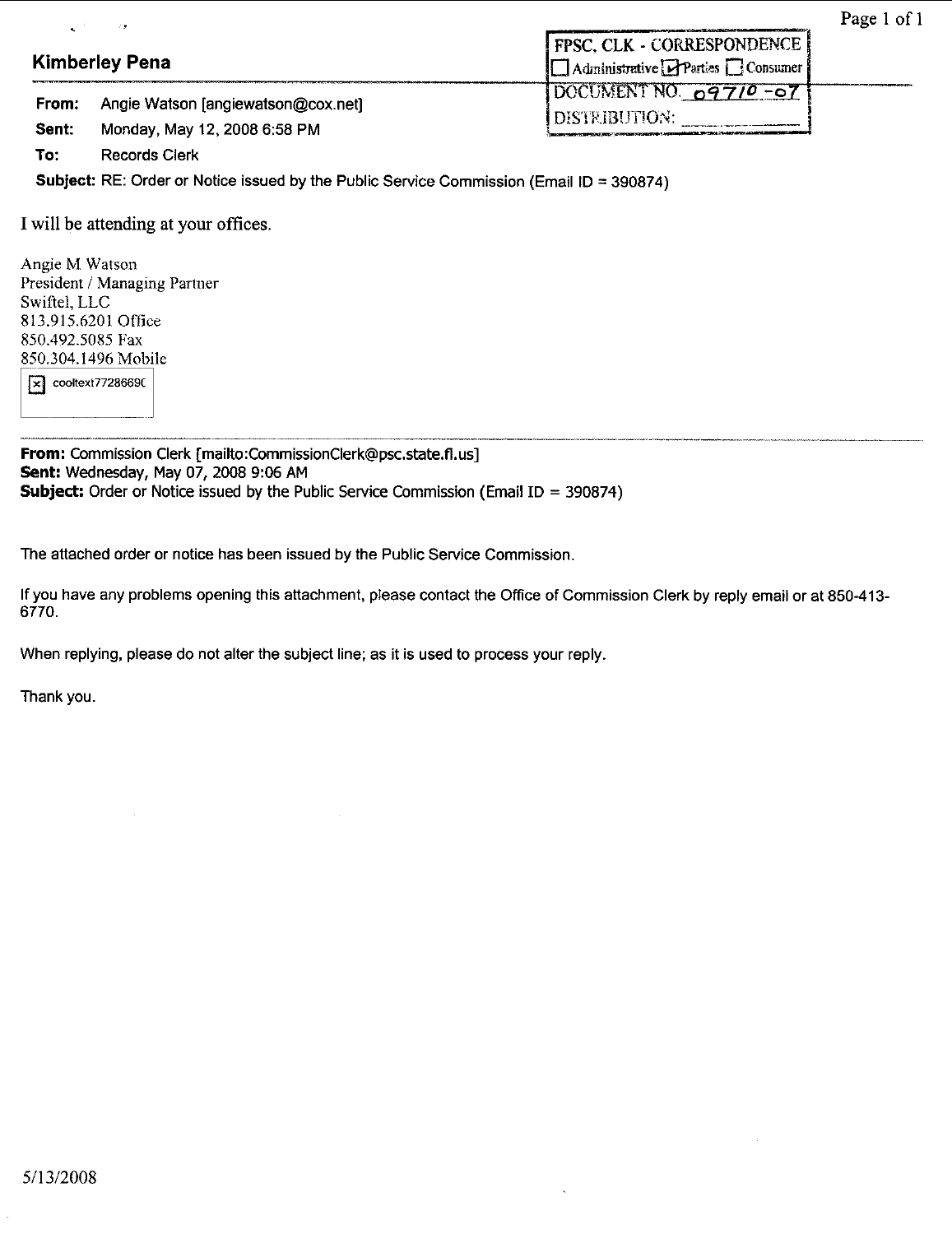**Kimberley Pena**

FPSC, CLK - CORRESPONDENCE
☐ Administrative ☑ Parties ☐ Consumer
DOCUMENT NO. 09710-07
DISTRIBUTION: \_\_\_\_\_\_\_\_\_\_

**From:** Angie Watson [angiewatson@cox.net]
**Sent:** Monday, May 12, 2008 6:58 PM
**To:** Records Clerk
**Subject:** RE: Order or Notice issued by the Public Service Commission (Email ID = 390874)

I will be attending at your offices.

Angie M Watson
President / Managing Partner
Swiftel, LLC
813.915.6201 Office
850.492.5085 Fax
850.304.1496 Mobile

cooltext7728669C

---

**From:** Commission Clerk [mailto:CommissionClerk@psc.state.fl.us]
**Sent:** Wednesday, May 07, 2008 9:06 AM
**Subject:** Order or Notice issued by the Public Service Commission (Email ID = 390874)

The attached order or notice has been issued by the Public Service Commission.

If you have any problems opening this attachment, please contact the Office of Commission Clerk by reply email or at 850-413-6770.

When replying, please do not alter the subject line; as it is used to process your reply.

Thank you.

5/13/2008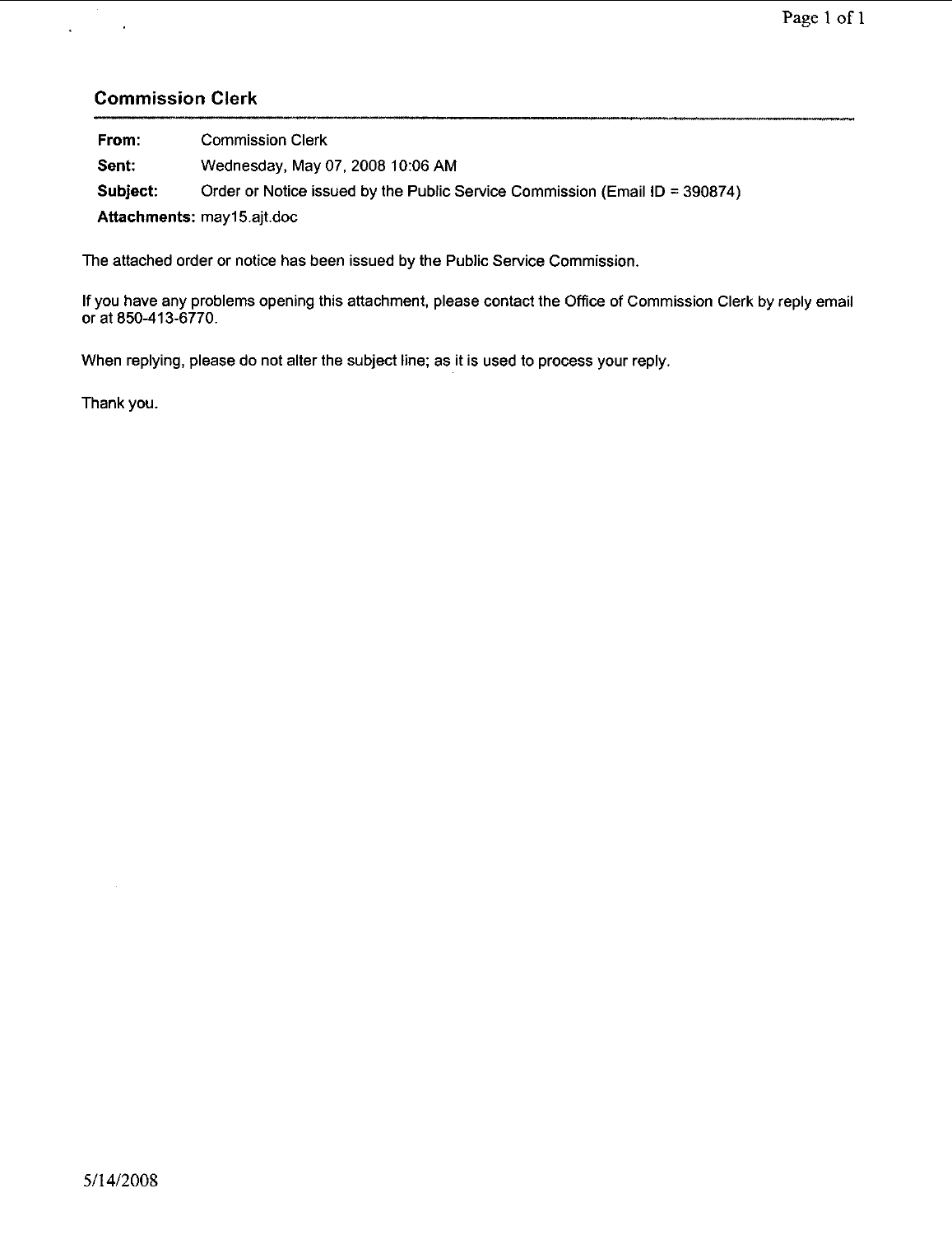## Commission Clerk

| | |
|---|---|
| **From:** | Commission Clerk |
| **Sent:** | Wednesday, May 07, 2008 10:06 AM |
| **Subject:** | Order or Notice issued by the Public Service Commission (Email ID = 390874) |
| **Attachments:** | may15.ajt.doc |

The attached order or notice has been issued by the Public Service Commission.

If you have any problems opening this attachment, please contact the Office of Commission Clerk by reply email or at 850-413-6770.

When replying, please do not alter the subject line; as it is used to process your reply.

Thank you.

5/14/2008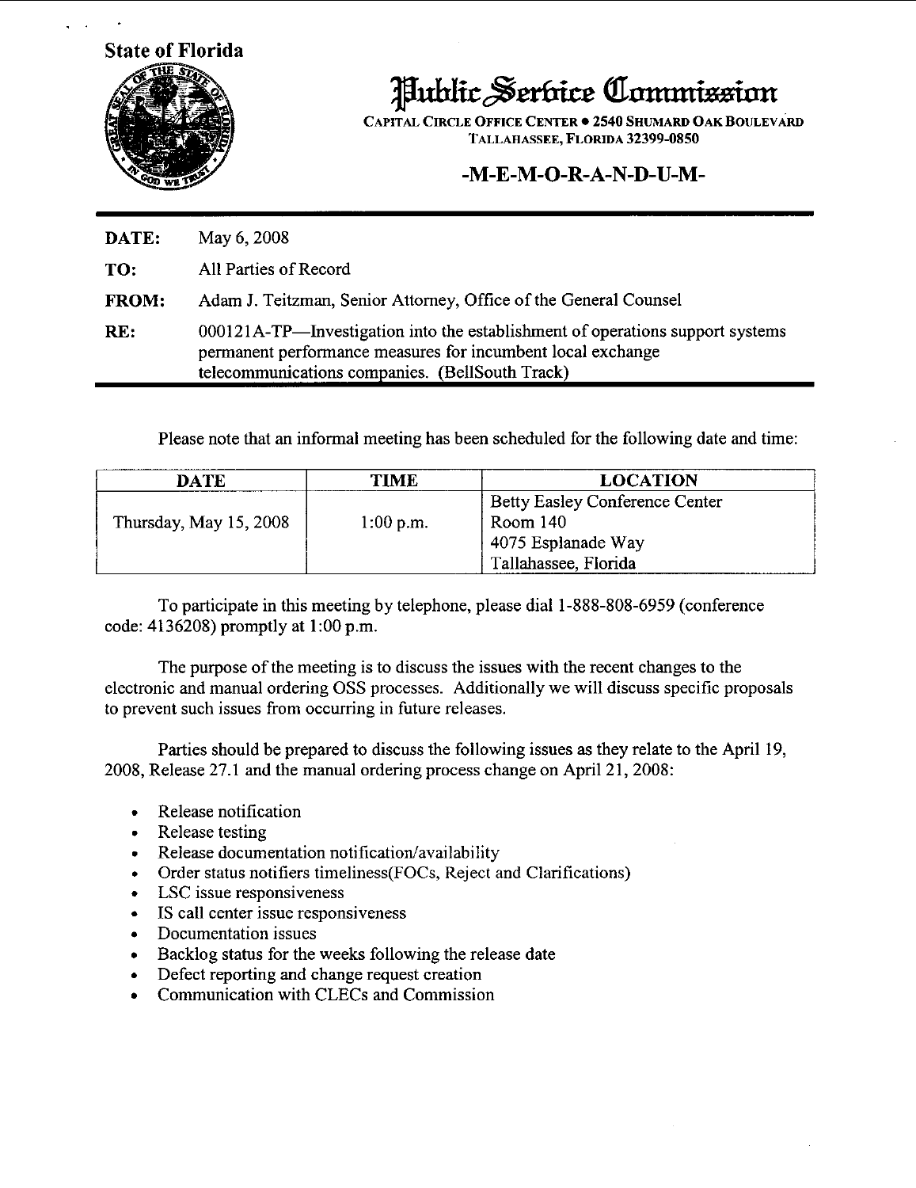**State of Florida**

# Public Service Commission

CAPITAL CIRCLE OFFICE CENTER • 2540 SHUMARD OAK BOULEVARD
TALLAHASSEE, FLORIDA 32399-0850

## -M-E-M-O-R-A-N-D-U-M-

**DATE:** May 6, 2008

**TO:** All Parties of Record

**FROM:** Adam J. Teitzman, Senior Attorney, Office of the General Counsel

**RE:** 000121A-TP—Investigation into the establishment of operations support systems permanent performance measures for incumbent local exchange telecommunications companies. (BellSouth Track)

Please note that an informal meeting has been scheduled for the following date and time:

| DATE | TIME | LOCATION |
|---|---|---|
| Thursday, May 15, 2008 | 1:00 p.m. | Betty Easley Conference Center<br>Room 140<br>4075 Esplanade Way<br>Tallahassee, Florida |

To participate in this meeting by telephone, please dial 1-888-808-6959 (conference code: 4136208) promptly at 1:00 p.m.

The purpose of the meeting is to discuss the issues with the recent changes to the electronic and manual ordering OSS processes. Additionally we will discuss specific proposals to prevent such issues from occurring in future releases.

Parties should be prepared to discuss the following issues as they relate to the April 19, 2008, Release 27.1 and the manual ordering process change on April 21, 2008:

- Release notification
- Release testing
- Release documentation notification/availability
- Order status notifiers timeliness(FOCs, Reject and Clarifications)
- LSC issue responsiveness
- IS call center issue responsiveness
- Documentation issues
- Backlog status for the weeks following the release date
- Defect reporting and change request creation
- Communication with CLECs and Commission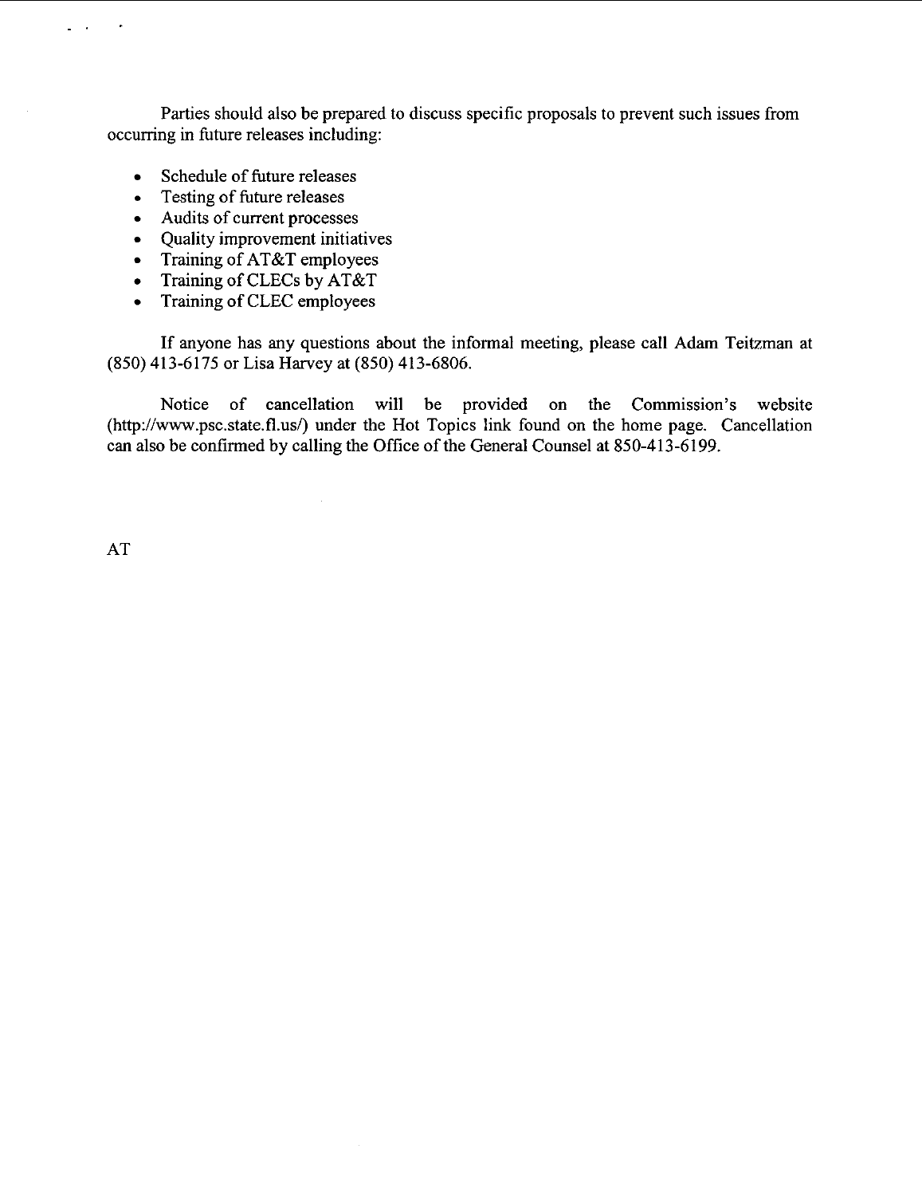Parties should also be prepared to discuss specific proposals to prevent such issues from occurring in future releases including:

- Schedule of future releases
- Testing of future releases
- Audits of current processes
- Quality improvement initiatives
- Training of AT&T employees
- Training of CLECs by AT&T
- Training of CLEC employees

If anyone has any questions about the informal meeting, please call Adam Teitzman at (850) 413-6175 or Lisa Harvey at (850) 413-6806.

Notice of cancellation will be provided on the Commission's website (http://www.psc.state.fl.us/) under the Hot Topics link found on the home page. Cancellation can also be confirmed by calling the Office of the General Counsel at 850-413-6199.

AT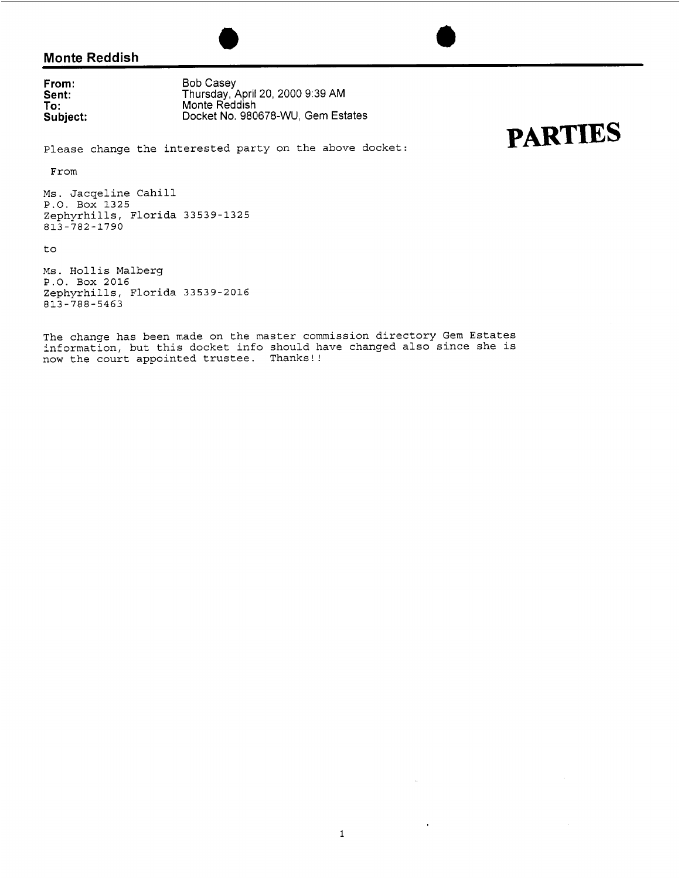## Monte Reddish

**PARTIES**

**From:** Bob Casey
**Sent:** Thursday, April 20, 2000 9:39 AM
**To:** Monte Reddish
**Subject:** Docket No. 980678-WU, Gem Estates

Please change the interested party on the above docket:

From

Ms. Jacqeline Cahill
P.O. Box 1325
Zephyrhills, Florida 33539-1325
813-782-1790

to

Ms. Hollis Malberg
P.O. Box 2016
Zephyrhills, Florida 33539-2016
813-788-5463

The change has been made on the master commission directory Gem Estates information, but this docket info should have changed also since she is now the court appointed trustee. Thanks!!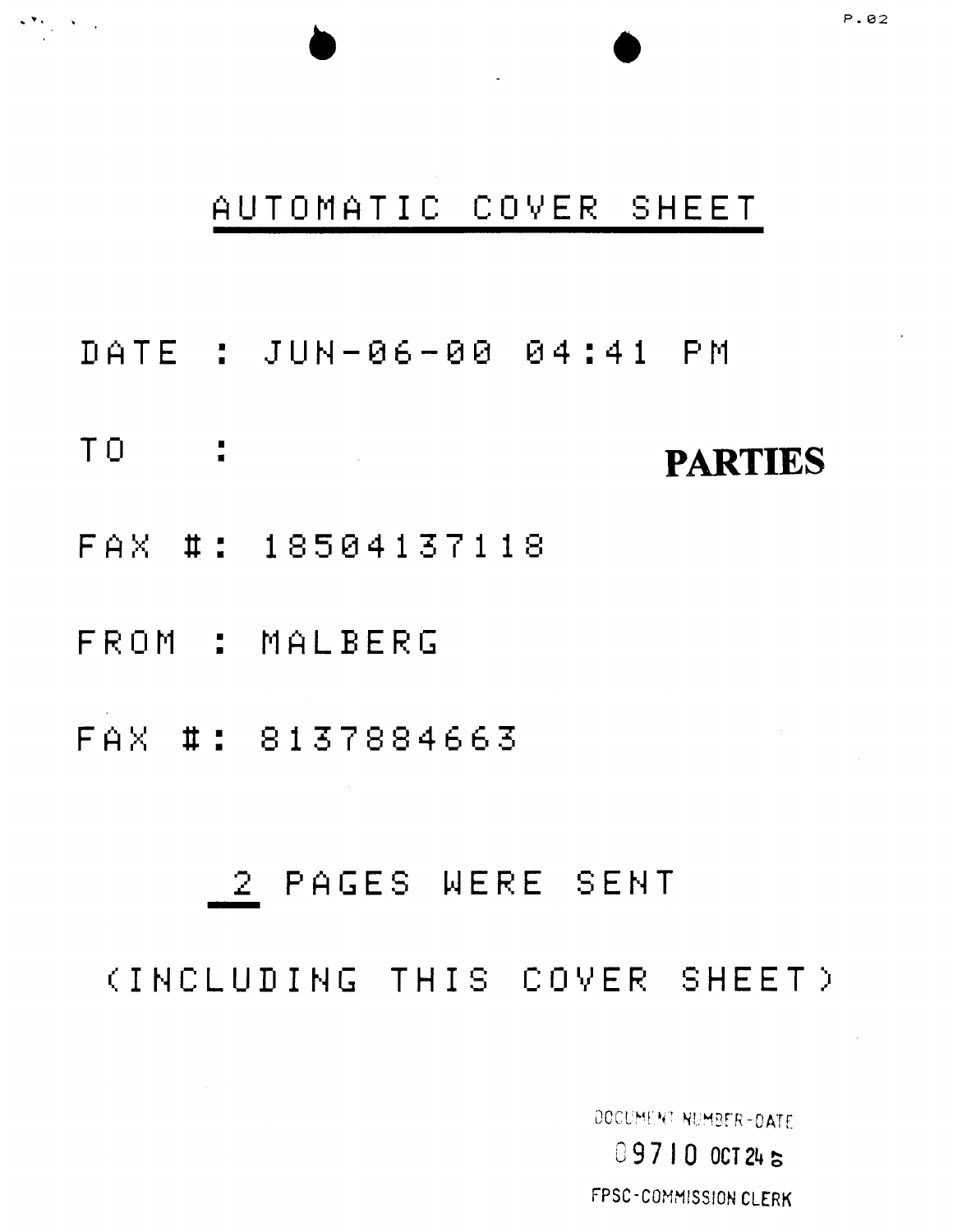# AUTOMATIC COVER SHEET

DATE : JUN-06-00 04:41 PM

TO : **PARTIES**

FAX #: 18504137118

FROM : MALBERG

FAX #: 8137884663

2 PAGES WERE SENT

(INCLUDING THIS COVER SHEET)

DOCUMENT NUMBER-DATE

09710 OCT 24 8

FPSC-COMMISSION CLERK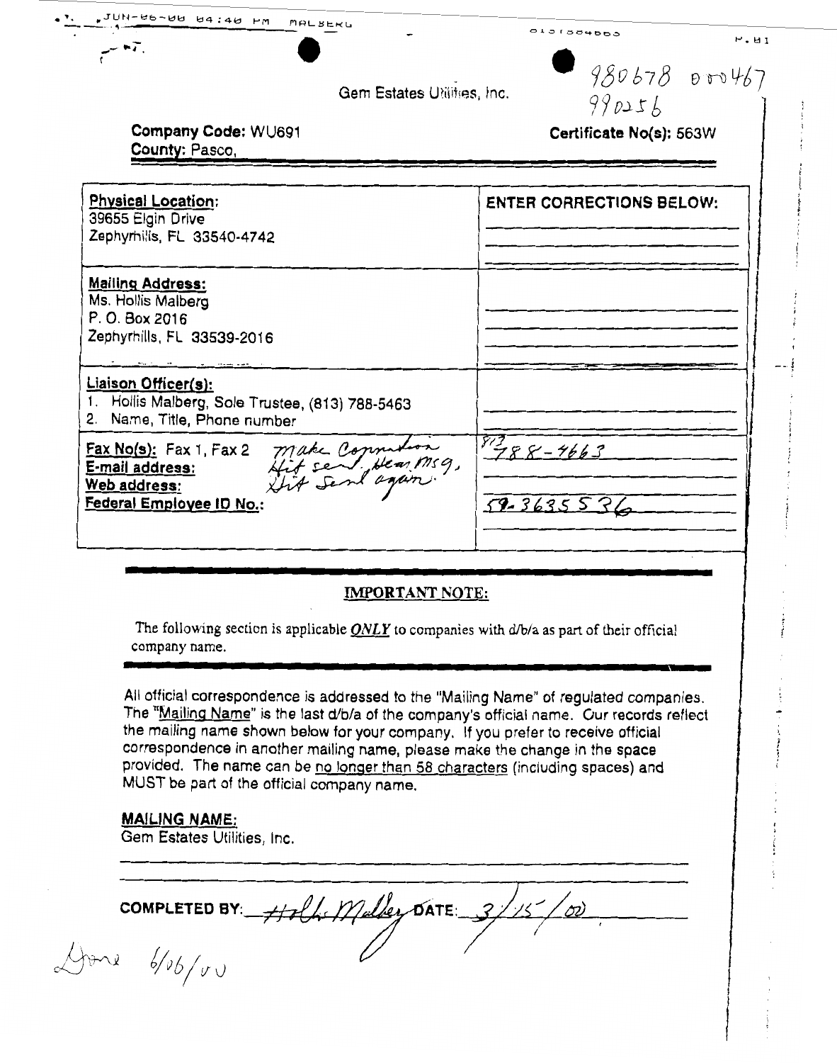JUN-06-00 04:40 PM MALBERG 8137884663 P.01

980678 000467
990256

Gem Estates Utilities, Inc.

**Company Code:** WU691
**County:** Pasco,

**Certificate No(s):** 563W

| | |
|---|---|
| **Physical Location:**<br>39655 Elgin Drive<br>Zephyrhills, FL 33540-4742 | **ENTER CORRECTIONS BELOW:** |
| **Mailing Address:**<br>Ms. Hollis Malberg<br>P. O. Box 2016<br>Zephyrhills, FL 33539-2016 | |
| **Liaison Officer(s):**<br>1. Hollis Malberg, Sole Trustee, (813) 788-5463<br>2. Name, Title, Phone number | |
| **Fax No(s):** Fax 1, Fax 2 Make Connection Hit send, Hear msg. Hit send again.<br>**E-mail address:**<br>**Web address:**<br>**Federal Employee ID No.:** | 813 788-4663<br><br>59-3635536 |

## IMPORTANT NOTE:

The following section is applicable ***ONLY*** to companies with d/b/a as part of their official company name.

All official correspondence is addressed to the "Mailing Name" of regulated companies. The "Mailing Name" is the last d/b/a of the company's official name. Our records reflect the mailing name shown below for your company. If you prefer to receive official correspondence in another mailing name, please make the change in the space provided. The name can be no longer than 58 characters (including spaces) and MUST be part of the official company name.

**MAILING NAME:**
Gem Estates Utilities, Inc.

**COMPLETED BY:** Hollis Malberg **DATE:** 3/15/00

Done 6/06/00